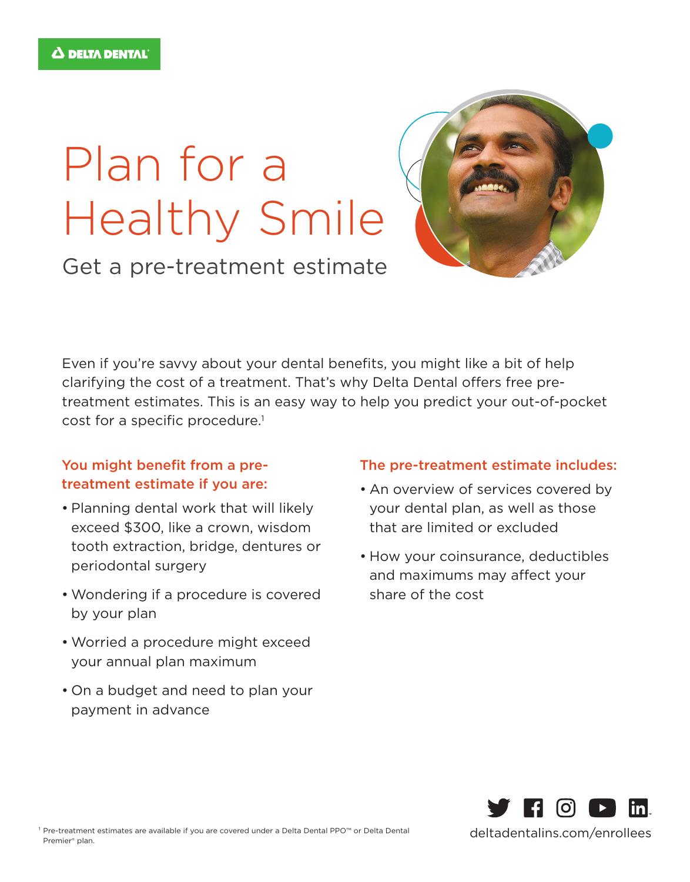DELTA DENTAL

# Plan for a Healthy Smile

## Get a pre-treatment estimate

Even if you're savvy about your dental benefits, you might like a bit of help clarifying the cost of a treatment. That's why Delta Dental offers free pre-treatment estimates. This is an easy way to help you predict your out-of-pocket cost for a specific procedure.[1]

### You might benefit from a pre-treatment estimate if you are:

- Planning dental work that will likely exceed $300, like a crown, wisdom tooth extraction, bridge, dentures or periodontal surgery
- Wondering if a procedure is covered by your plan
- Worried a procedure might exceed your annual plan maximum
- On a budget and need to plan your payment in advance

### The pre-treatment estimate includes:

- An overview of services covered by your dental plan, as well as those that are limited or excluded
- How your coinsurance, deductibles and maximums may affect your share of the cost

[1] Pre-treatment estimates are available if you are covered under a Delta Dental PPO™ or Delta Dental Premier® plan.

deltadentalins.com/enrollees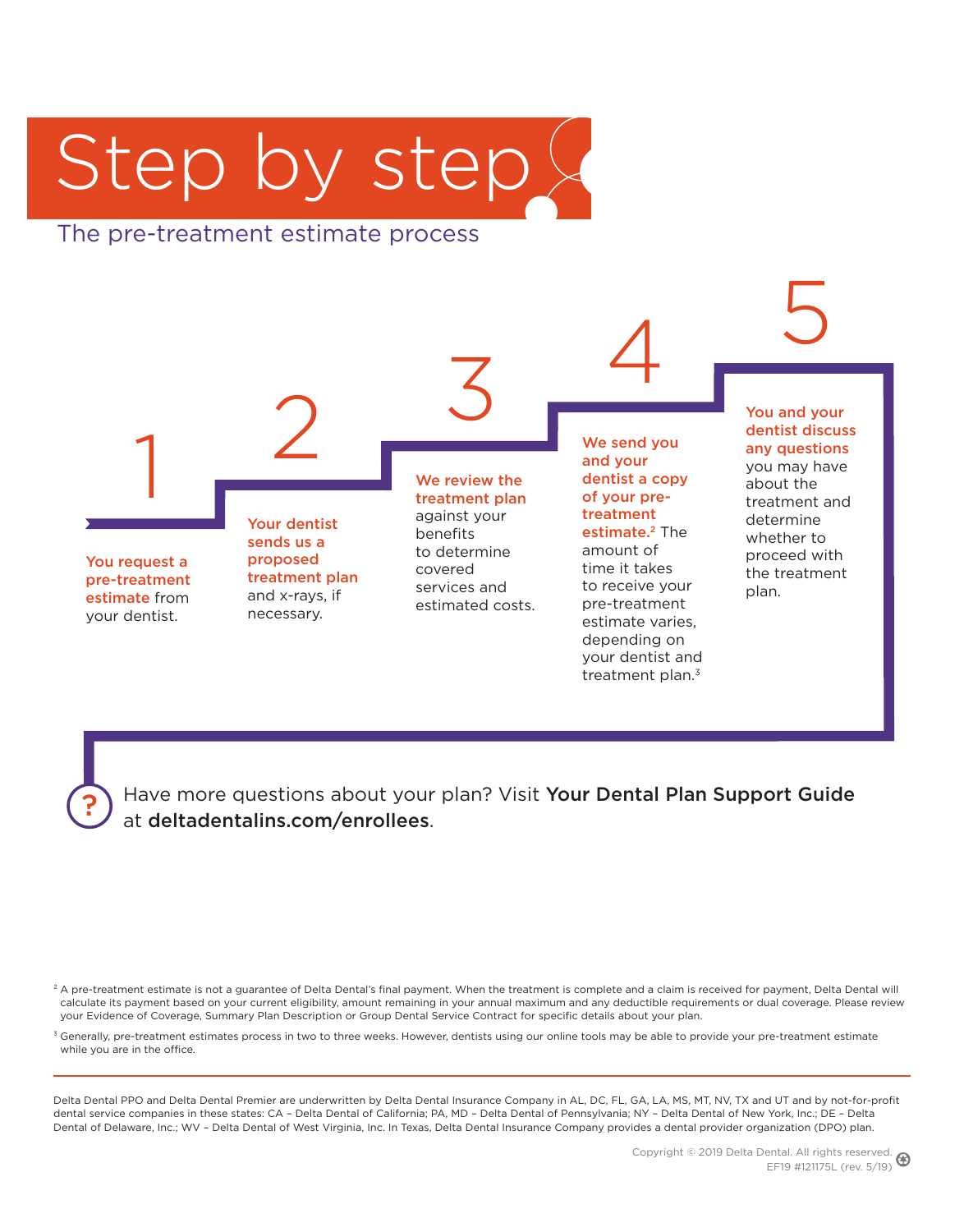# Step by step

## The pre-treatment estimate process

**1**

**You request a pre-treatment estimate** from your dentist.

**2**

**Your dentist sends us a proposed treatment plan** and x-rays, if necessary.

**3**

**We review the treatment plan** against your benefits to determine covered services and estimated costs.

**4**

**We send you and your dentist a copy of your pre-treatment estimate.**[2] The amount of time it takes to receive your pre-treatment estimate varies, depending on your dentist and treatment plan.[3]

**5**

**You and your dentist discuss any questions** you may have about the treatment and determine whether to proceed with the treatment plan.

Have more questions about your plan? Visit **Your Dental Plan Support Guide** at **deltadentalins.com/enrollees**.

[2] A pre-treatment estimate is not a guarantee of Delta Dental's final payment. When the treatment is complete and a claim is received for payment, Delta Dental will calculate its payment based on your current eligibility, amount remaining in your annual maximum and any deductible requirements or dual coverage. Please review your Evidence of Coverage, Summary Plan Description or Group Dental Service Contract for specific details about your plan.

[3] Generally, pre-treatment estimates process in two to three weeks. However, dentists using our online tools may be able to provide your pre-treatment estimate while you are in the office.

Delta Dental PPO and Delta Dental Premier are underwritten by Delta Dental Insurance Company in AL, DC, FL, GA, LA, MS, MT, NV, TX and UT and by not-for-profit dental service companies in these states: CA – Delta Dental of California; PA, MD – Delta Dental of Pennsylvania; NY – Delta Dental of New York, Inc.; DE – Delta Dental of Delaware, Inc.; WV – Delta Dental of West Virginia, Inc. In Texas, Delta Dental Insurance Company provides a dental provider organization (DPO) plan.

Copyright © 2019 Delta Dental. All rights reserved.
EF19 #121175L (rev. 5/19)